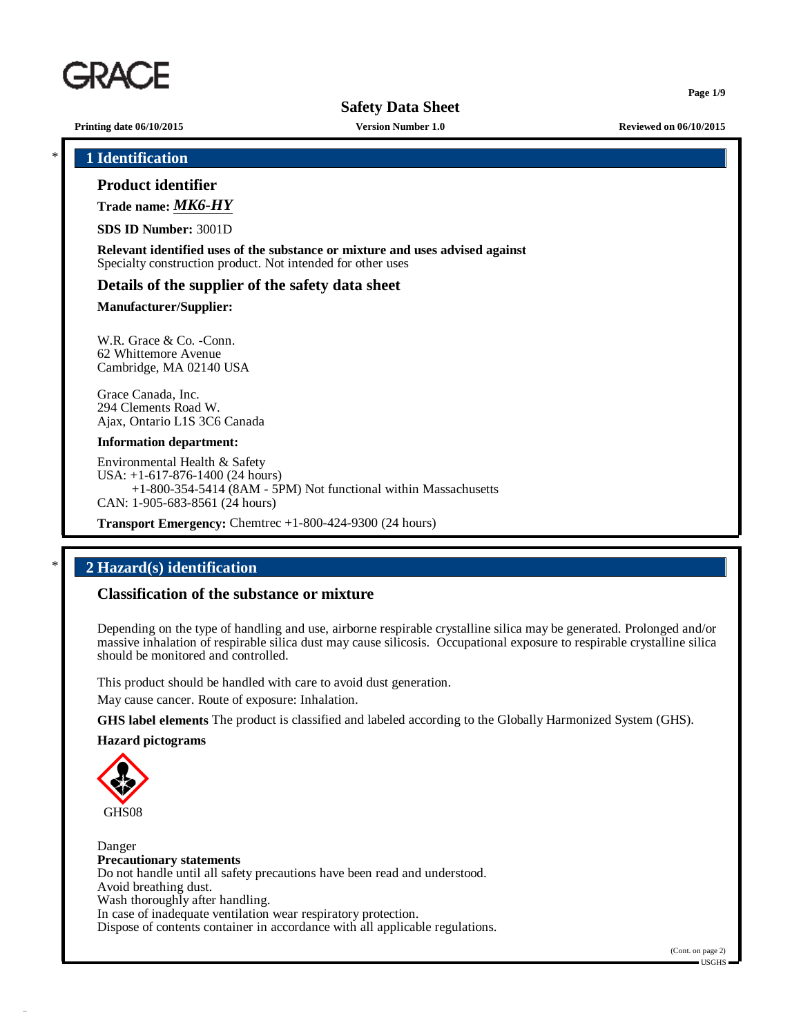# Safety Data Sheet

**Printing date 06/10/2015** **Version Number 1.0** **Reviewed on 06/10/2015**

## 1 Identification

### Product identifier

**Trade name:** ***MK6-HY***

**SDS ID Number:** 3001D

**Relevant identified uses of the substance or mixture and uses advised against**
Specialty construction product. Not intended for other uses

### Details of the supplier of the safety data sheet

**Manufacturer/Supplier:**

W.R. Grace & Co. -Conn.
62 Whittemore Avenue
Cambridge, MA 02140 USA

Grace Canada, Inc.
294 Clements Road W.
Ajax, Ontario L1S 3C6 Canada

**Information department:**

Environmental Health & Safety
USA: +1-617-876-1400 (24 hours)
+1-800-354-5414 (8AM - 5PM) Not functional within Massachusetts
CAN: 1-905-683-8561 (24 hours)

**Transport Emergency:** Chemtrec +1-800-424-9300 (24 hours)

## 2 Hazard(s) identification

### Classification of the substance or mixture

Depending on the type of handling and use, airborne respirable crystalline silica may be generated. Prolonged and/or massive inhalation of respirable silica dust may cause silicosis. Occupational exposure to respirable crystalline silica should be monitored and controlled.

This product should be handled with care to avoid dust generation.

May cause cancer. Route of exposure: Inhalation.

**GHS label elements** The product is classified and labeled according to the Globally Harmonized System (GHS).

**Hazard pictograms**

GHS08

Danger

**Precautionary statements**
Do not handle until all safety precautions have been read and understood.
Avoid breathing dust.
Wash thoroughly after handling.
In case of inadequate ventilation wear respiratory protection.
Dispose of contents container in accordance with all applicable regulations.

(Cont. on page 2)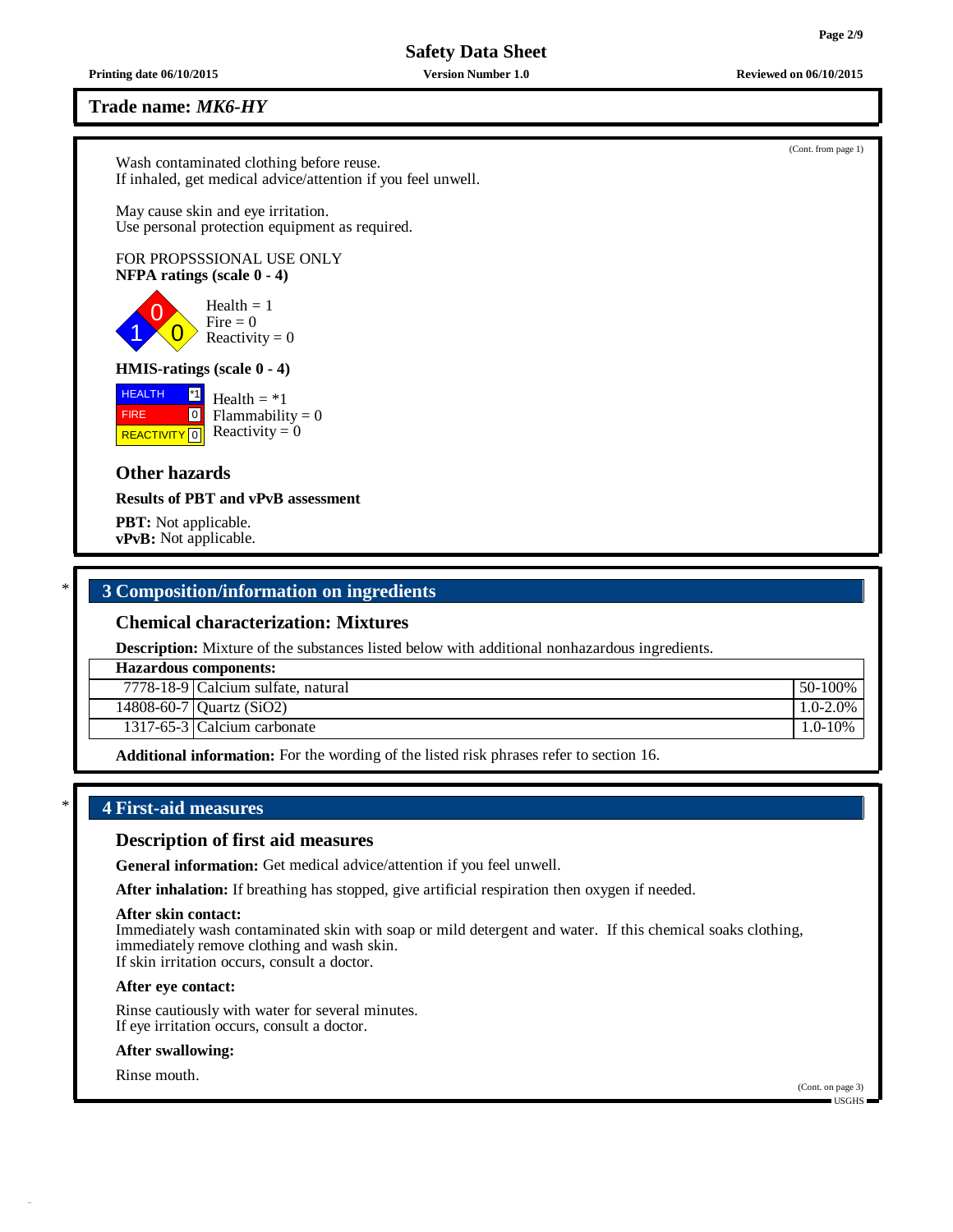**Trade name:** ***MK6-HY***

(Cont. from page 1)

Wash contaminated clothing before reuse.
If inhaled, get medical advice/attention if you feel unwell.

May cause skin and eye irritation.
Use personal protection equipment as required.

FOR PROPSSSIONAL USE ONLY

**NFPA ratings (scale 0 - 4)**

Health = 1
Fire = 0
Reactivity = 0

**HMIS-ratings (scale 0 - 4)**

HEALTH *1
FIRE 0
REACTIVITY 0

Health = *1
Flammability = 0
Reactivity = 0

### Other hazards

**Results of PBT and vPvB assessment**

**PBT:** Not applicable.
**vPvB:** Not applicable.

## * 3 Composition/information on ingredients

### Chemical characterization: Mixtures

**Description:** Mixture of the substances listed below with additional nonhazardous ingredients.

| **Hazardous components:** | | |
|---|---|---|
| 7778-18-9 | Calcium sulfate, natural | 50-100% |
| 14808-60-7 | Quartz ($SiO_2$) | 1.0-2.0% |
| 1317-65-3 | Calcium carbonate | 1.0-10% |

**Additional information:** For the wording of the listed risk phrases refer to section 16.

## * 4 First-aid measures

### Description of first aid measures

**General information:** Get medical advice/attention if you feel unwell.

**After inhalation:** If breathing has stopped, give artificial respiration then oxygen if needed.

**After skin contact:**
Immediately wash contaminated skin with soap or mild detergent and water. If this chemical soaks clothing, immediately remove clothing and wash skin.
If skin irritation occurs, consult a doctor.

**After eye contact:**

Rinse cautiously with water for several minutes.
If eye irritation occurs, consult a doctor.

**After swallowing:**

Rinse mouth.

(Cont. on page 3)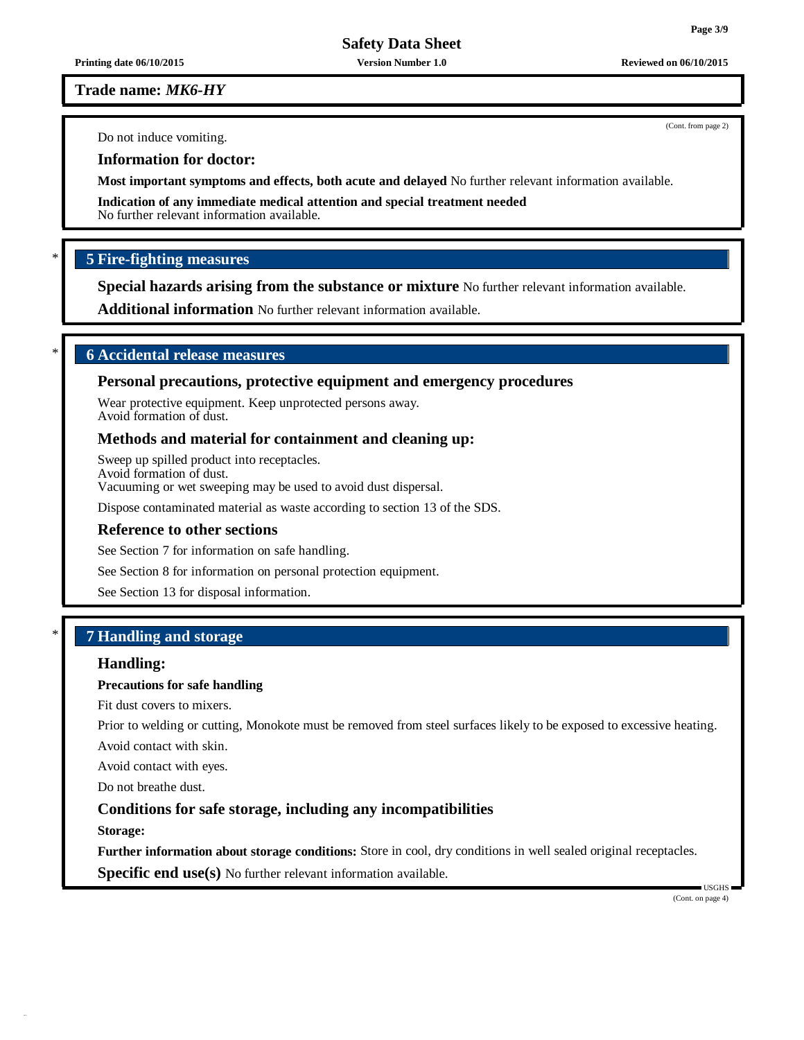Do not induce vomiting.

### Information for doctor:

**Most important symptoms and effects, both acute and delayed** No further relevant information available.

**Indication of any immediate medical attention and special treatment needed**
No further relevant information available.

## * 5 Fire-fighting measures

**Special hazards arising from the substance or mixture** No further relevant information available.

**Additional information** No further relevant information available.

## * 6 Accidental release measures

### Personal precautions, protective equipment and emergency procedures

Wear protective equipment. Keep unprotected persons away.
Avoid formation of dust.

### Methods and material for containment and cleaning up:

Sweep up spilled product into receptacles.
Avoid formation of dust.
Vacuuming or wet sweeping may be used to avoid dust dispersal.

Dispose contaminated material as waste according to section 13 of the SDS.

### Reference to other sections

See Section 7 for information on safe handling.

See Section 8 for information on personal protection equipment.

See Section 13 for disposal information.

## * 7 Handling and storage

### Handling:

**Precautions for safe handling**

Fit dust covers to mixers.

Prior to welding or cutting, Monokote must be removed from steel surfaces likely to be exposed to excessive heating.

Avoid contact with skin.

Avoid contact with eyes.

Do not breathe dust.

### Conditions for safe storage, including any incompatibilities

**Storage:**

**Further information about storage conditions:** Store in cool, dry conditions in well sealed original receptacles.

**Specific end use(s)** No further relevant information available.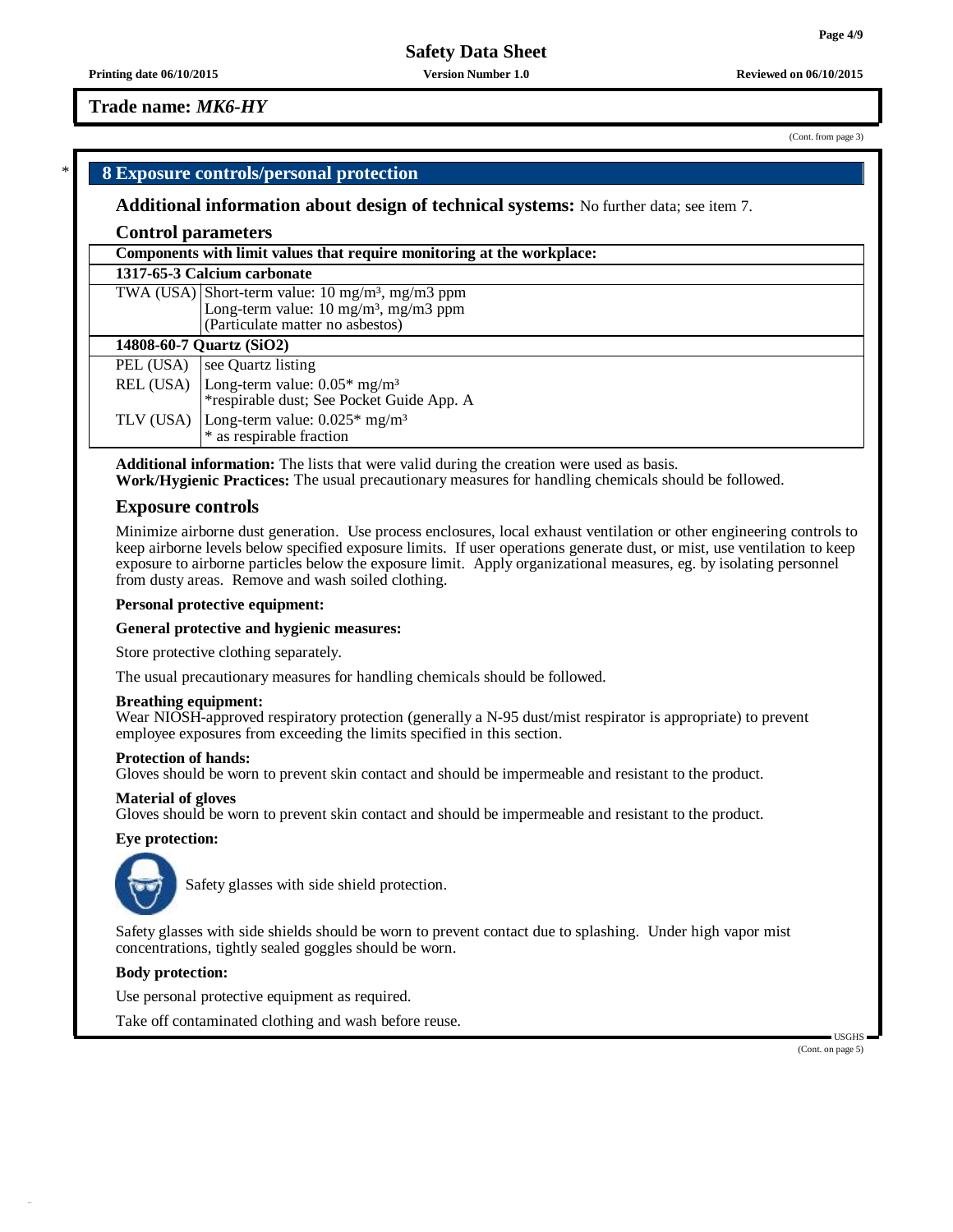**Trade name: *MK6-HY***

(Cont. from page 3)

## 8 Exposure controls/personal protection

**Additional information about design of technical systems:** No further data; see item 7.

### Control parameters

| Components with limit values that require monitoring at the workplace: | |
|---|---|
| **1317-65-3 Calcium carbonate** | |
| TWA (USA) | Short-term value: 10 mg/m³, mg/m3 ppm<br>Long-term value: 10 mg/m³, mg/m3 ppm<br>(Particulate matter no asbestos) |
| **14808-60-7 Quartz (SiO2)** | |
| PEL (USA) | see Quartz listing |
| REL (USA) | Long-term value: 0.05* mg/m³<br>*respirable dust; See Pocket Guide App. A |
| TLV (USA) | Long-term value: 0.025* mg/m³<br>* as respirable fraction |

**Additional information:** The lists that were valid during the creation were used as basis.
**Work/Hygienic Practices:** The usual precautionary measures for handling chemicals should be followed.

### Exposure controls

Minimize airborne dust generation. Use process enclosures, local exhaust ventilation or other engineering controls to keep airborne levels below specified exposure limits. If user operations generate dust, or mist, use ventilation to keep exposure to airborne particles below the exposure limit. Apply organizational measures, eg. by isolating personnel from dusty areas. Remove and wash soiled clothing.

**Personal protective equipment:**

**General protective and hygienic measures:**

Store protective clothing separately.

The usual precautionary measures for handling chemicals should be followed.

**Breathing equipment:**
Wear NIOSH-approved respiratory protection (generally a N-95 dust/mist respirator is appropriate) to prevent employee exposures from exceeding the limits specified in this section.

**Protection of hands:**
Gloves should be worn to prevent skin contact and should be impermeable and resistant to the product.

**Material of gloves**
Gloves should be worn to prevent skin contact and should be impermeable and resistant to the product.

**Eye protection:**

Safety glasses with side shield protection.

Safety glasses with side shields should be worn to prevent contact due to splashing. Under high vapor mist concentrations, tightly sealed goggles should be worn.

**Body protection:**

Use personal protective equipment as required.

Take off contaminated clothing and wash before reuse.

(Cont. on page 5)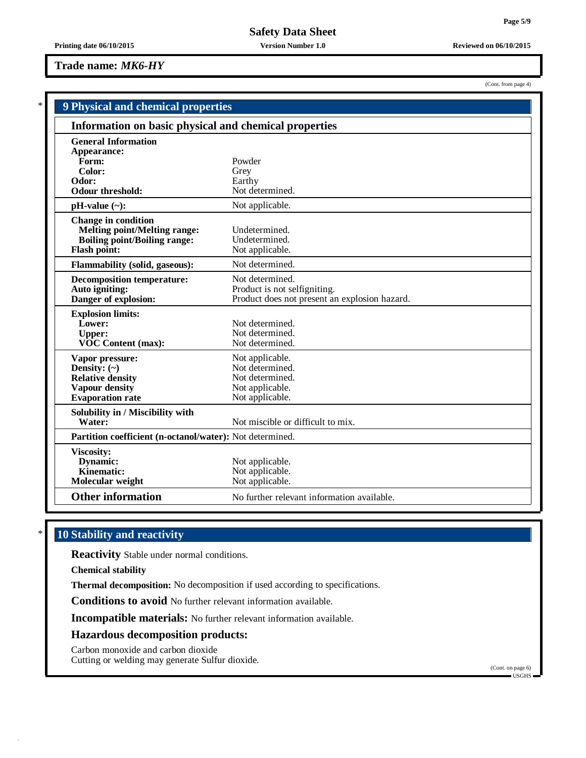**Trade name:** ***MK6-HY***

(Cont. from page 4)

## 9 Physical and chemical properties

### Information on basic physical and chemical properties

| | |
|---|---|
| **General Information** | |
| **Appearance:** | |
| **Form:** | Powder |
| **Color:** | Grey |
| **Odor:** | Earthy |
| **Odour threshold:** | Not determined. |
| **pH-value (~):** | Not applicable. |
| **Change in condition** | |
| **Melting point/Melting range:** | Undetermined. |
| **Boiling point/Boiling range:** | Undetermined. |
| **Flash point:** | Not applicable. |
| **Flammability (solid, gaseous):** | Not determined. |
| **Decomposition temperature:** | Not determined. |
| **Auto igniting:** | Product is not selfigniting. |
| **Danger of explosion:** | Product does not present an explosion hazard. |
| **Explosion limits:** | |
| **Lower:** | Not determined. |
| **Upper:** | Not determined. |
| **VOC Content (max):** | Not determined. |
| **Vapor pressure:** | Not applicable. |
| **Density: (~)** | Not determined. |
| **Relative density** | Not determined. |
| **Vapour density** | Not applicable. |
| **Evaporation rate** | Not applicable. |
| **Solubility in / Miscibility with** | |
| **Water:** | Not miscible or difficult to mix. |
| **Partition coefficient (n-octanol/water):** | Not determined. |
| **Viscosity:** | |
| **Dynamic:** | Not applicable. |
| **Kinematic:** | Not applicable. |
| **Molecular weight** | Not applicable. |
| **Other information** | No further relevant information available. |

## 10 Stability and reactivity

**Reactivity** Stable under normal conditions.

**Chemical stability**

**Thermal decomposition:** No decomposition if used according to specifications.

**Conditions to avoid** No further relevant information available.

**Incompatible materials:** No further relevant information available.

**Hazardous decomposition products:**

Carbon monoxide and carbon dioxide
Cutting or welding may generate Sulfur dioxide.

(Cont. on page 6)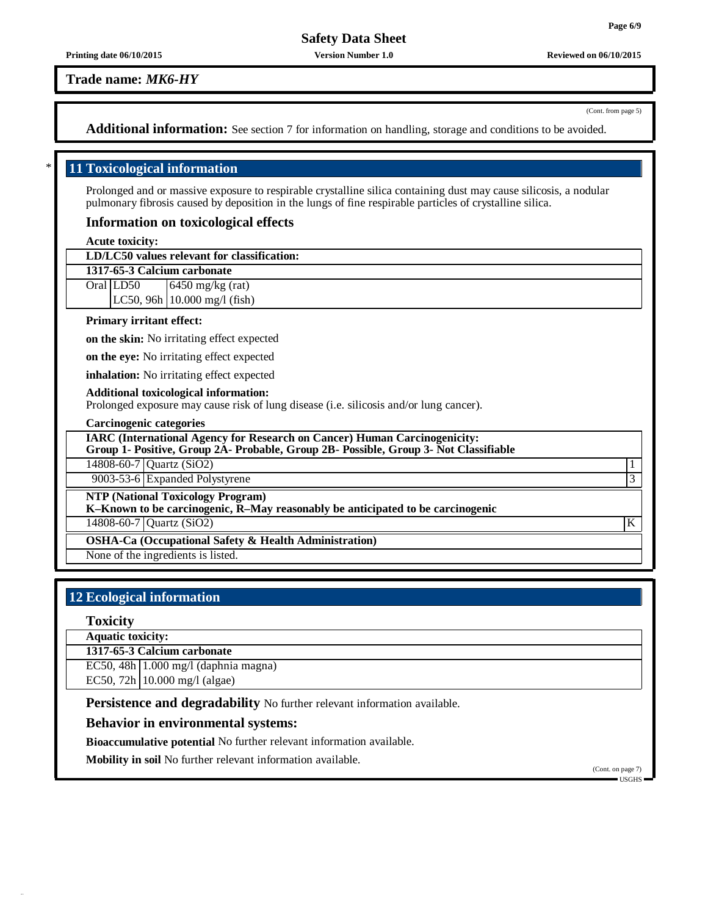Trade name: *MK6-HY*

(Cont. from page 5)

**Additional information:** See section 7 for information on handling, storage and conditions to be avoided.

## 11 Toxicological information

Prolonged and or massive exposure to respirable crystalline silica containing dust may cause silicosis, a nodular pulmonary fibrosis caused by deposition in the lungs of fine respirable particles of crystalline silica.

### Information on toxicological effects

**Acute toxicity:**

| **LD/LC50 values relevant for classification:** | | |
|---|---|---|
| **1317-65-3 Calcium carbonate** | | |
| Oral | LD50 | 6450 mg/kg (rat) |
| | LC50, 96h | 10.000 mg/l (fish) |

**Primary irritant effect:**

**on the skin:** No irritating effect expected

**on the eye:** No irritating effect expected

**inhalation:** No irritating effect expected

**Additional toxicological information:**
Prolonged exposure may cause risk of lung disease (i.e. silicosis and/or lung cancer).

**Carcinogenic categories**

| **IARC (International Agency for Research on Cancer) Human Carcinogenicity: Group 1- Positive, Group 2A- Probable, Group 2B- Possible, Group 3- Not Classifiable** | | |
|---|---|---|
| 14808-60-7 | Quartz ($SiO_2$) | 1 |
| 9003-53-6 | Expanded Polystyrene | 3 |

| **NTP (National Toxicology Program) K–Known to be carcinogenic, R–May reasonably be anticipated to be carcinogenic** | | |
|---|---|---|
| 14808-60-7 | Quartz ($SiO_2$) | K |

| **OSHA-Ca (Occupational Safety & Health Administration)** |
|---|
| None of the ingredients is listed. |

## 12 Ecological information

### Toxicity

| **Aquatic toxicity:** | |
|---|---|
| **1317-65-3 Calcium carbonate** | |
| EC50, 48h | 1.000 mg/l (daphnia magna) |
| EC50, 72h | 10.000 mg/l (algae) |

**Persistence and degradability** No further relevant information available.

**Behavior in environmental systems:**

**Bioaccumulative potential** No further relevant information available.

**Mobility in soil** No further relevant information available.

(Cont. on page 7)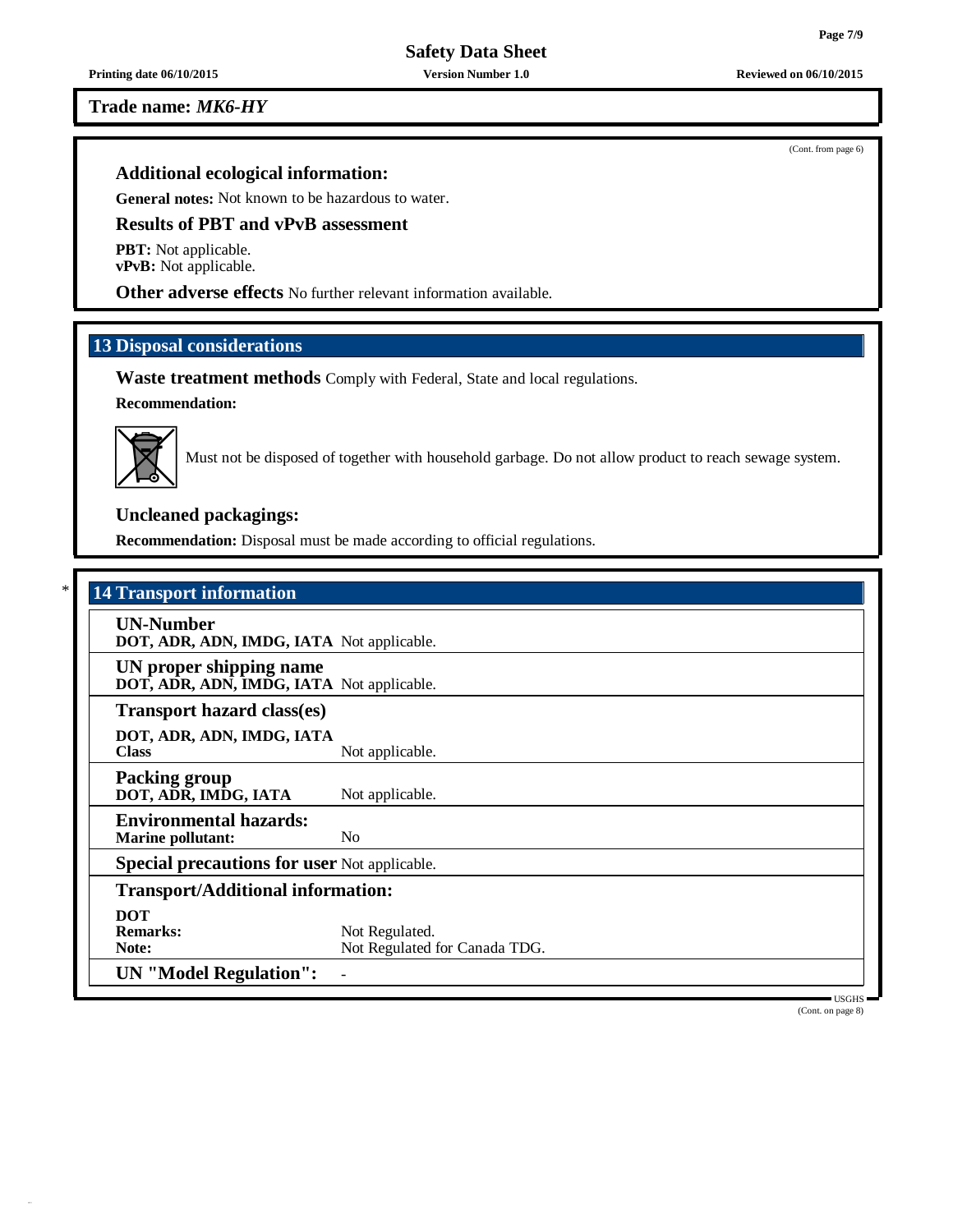**Trade name:** ***MK6-HY***

(Cont. from page 6)

### Additional ecological information:

**General notes:** Not known to be hazardous to water.

### Results of PBT and vPvB assessment

**PBT:** Not applicable.
**vPvB:** Not applicable.

**Other adverse effects** No further relevant information available.

## 13 Disposal considerations

**Waste treatment methods** Comply with Federal, State and local regulations.

**Recommendation:**

Must not be disposed of together with household garbage. Do not allow product to reach sewage system.

### Uncleaned packagings:

**Recommendation:** Disposal must be made according to official regulations.

## * 14 Transport information

| | |
|---|---|
| **UN-Number** | |
| **DOT, ADR, ADN, IMDG, IATA** | Not applicable. |
| **UN proper shipping name** | |
| **DOT, ADR, ADN, IMDG, IATA** | Not applicable. |
| **Transport hazard class(es)** | |
| **DOT, ADR, ADN, IMDG, IATA** | |
| **Class** | Not applicable. |
| **Packing group** | |
| **DOT, ADR, IMDG, IATA** | Not applicable. |
| **Environmental hazards:** | |
| **Marine pollutant:** | No |
| **Special precautions for user** | Not applicable. |
| **Transport/Additional information:** | |
| **DOT** | |
| **Remarks:** | Not Regulated. |
| **Note:** | Not Regulated for Canada TDG. |
| **UN "Model Regulation":** | - |

USGHS

(Cont. on page 8)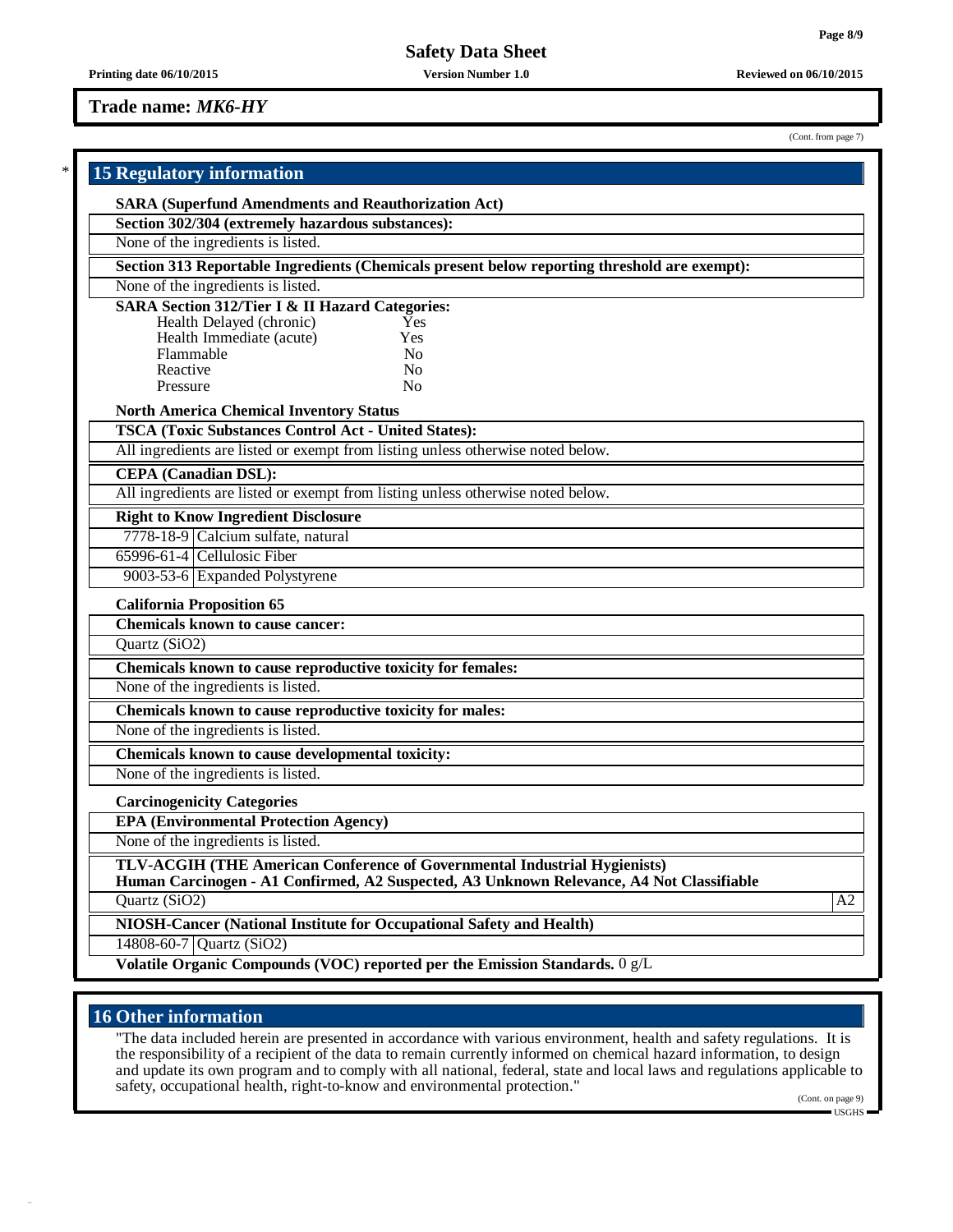**Trade name:** ***MK6-HY***

(Cont. from page 7)

## 15 Regulatory information

**SARA (Superfund Amendments and Reauthorization Act)**

**Section 302/304 (extremely hazardous substances):**

None of the ingredients is listed.

**Section 313 Reportable Ingredients (Chemicals present below reporting threshold are exempt):**

None of the ingredients is listed.

**SARA Section 312/Tier I & II Hazard Categories:**

| | |
|---|---|
| Health Delayed (chronic) | Yes |
| Health Immediate (acute) | Yes |
| Flammable | No |
| Reactive | No |
| Pressure | No |

**North America Chemical Inventory Status**

**TSCA (Toxic Substances Control Act - United States):**

All ingredients are listed or exempt from listing unless otherwise noted below.

**CEPA (Canadian DSL):**

All ingredients are listed or exempt from listing unless otherwise noted below.

**Right to Know Ingredient Disclosure**

| | |
|---|---|
| 7778-18-9 | Calcium sulfate, natural |
| 65996-61-4 | Cellulosic Fiber |
| 9003-53-6 | Expanded Polystyrene |

**California Proposition 65**

**Chemicals known to cause cancer:**

Quartz (SiO2)

**Chemicals known to cause reproductive toxicity for females:**

None of the ingredients is listed.

**Chemicals known to cause reproductive toxicity for males:**

None of the ingredients is listed.

**Chemicals known to cause developmental toxicity:**

None of the ingredients is listed.

**Carcinogenicity Categories**

**EPA (Environmental Protection Agency)**

None of the ingredients is listed.

**TLV-ACGIH (THE American Conference of Governmental Industrial Hygienists)**
**Human Carcinogen - A1 Confirmed, A2 Suspected, A3 Unknown Relevance, A4 Not Classifiable**

| | |
|---|---|
| Quartz (SiO2) | A2 |

**NIOSH-Cancer (National Institute for Occupational Safety and Health)**

| | |
|---|---|
| 14808-60-7 | Quartz (SiO2) |

**Volatile Organic Compounds (VOC) reported per the Emission Standards.** 0 g/L

## 16 Other information

"The data included herein are presented in accordance with various environment, health and safety regulations. It is the responsibility of a recipient of the data to remain currently informed on chemical hazard information, to design and update its own program and to comply with all national, federal, state and local laws and regulations applicable to safety, occupational health, right-to-know and environmental protection."

(Cont. on page 9)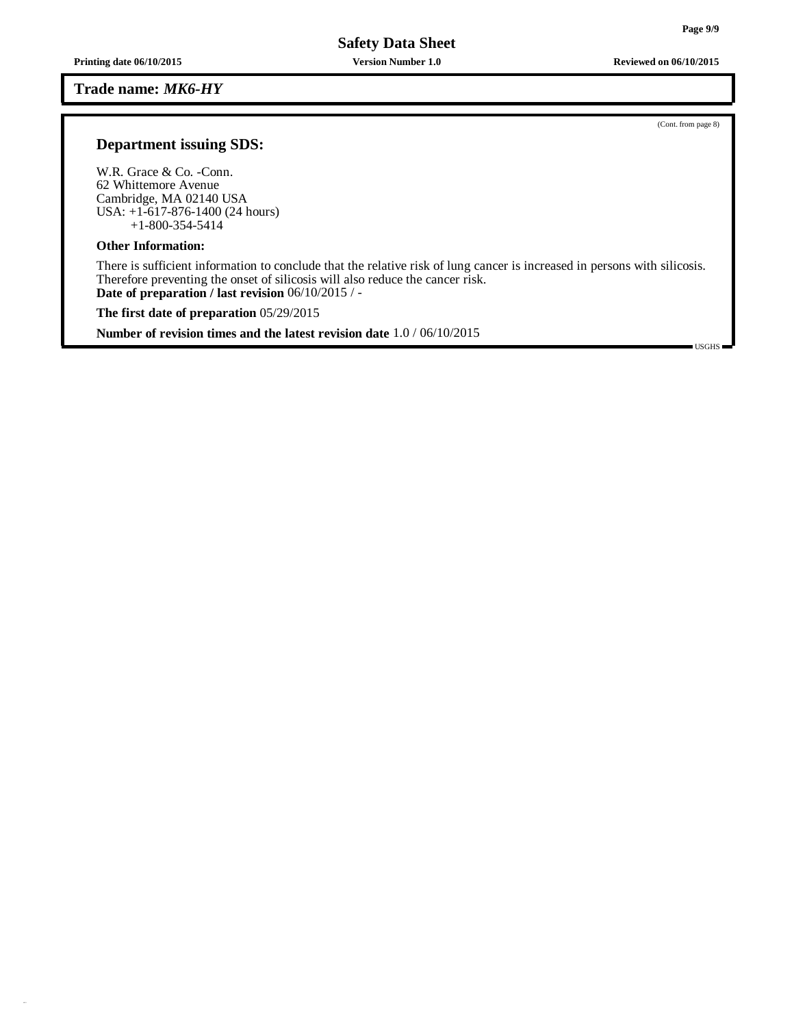## Department issuing SDS:

W.R. Grace & Co. -Conn.
62 Whittemore Avenue
Cambridge, MA 02140 USA
USA: +1-617-876-1400 (24 hours)
+1-800-354-5414

**Other Information:**

There is sufficient information to conclude that the relative risk of lung cancer is increased in persons with silicosis. Therefore preventing the onset of silicosis will also reduce the cancer risk.

**Date of preparation / last revision** 06/10/2015 / -

**The first date of preparation** 05/29/2015

**Number of revision times and the latest revision date** 1.0 / 06/10/2015